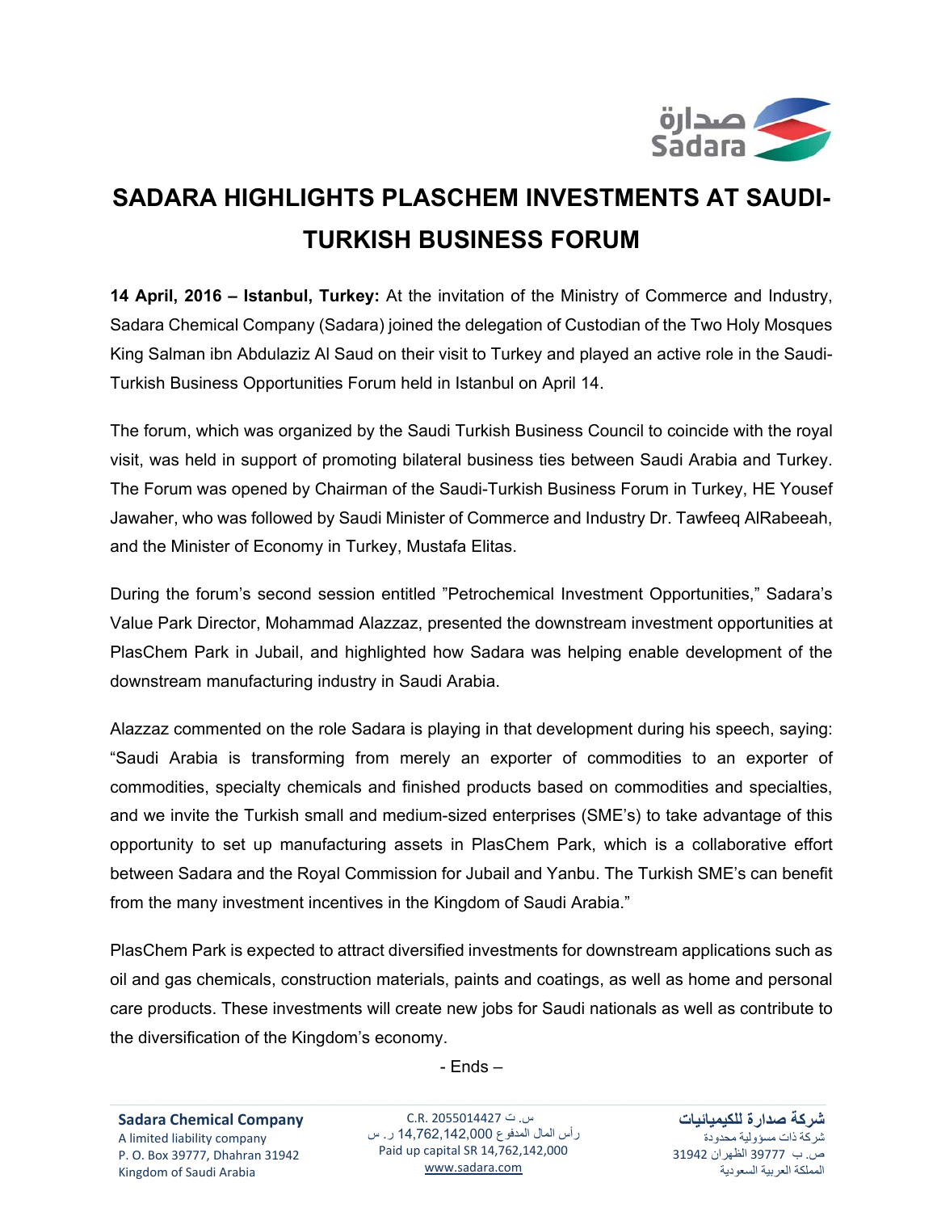# SADARA HIGHLIGHTS PLASCHEM INVESTMENTS AT SAUDI-TURKISH BUSINESS FORUM

**14 April, 2016 – Istanbul, Turkey:** At the invitation of the Ministry of Commerce and Industry, Sadara Chemical Company (Sadara) joined the delegation of Custodian of the Two Holy Mosques King Salman ibn Abdulaziz Al Saud on their visit to Turkey and played an active role in the Saudi-Turkish Business Opportunities Forum held in Istanbul on April 14.

The forum, which was organized by the Saudi Turkish Business Council to coincide with the royal visit, was held in support of promoting bilateral business ties between Saudi Arabia and Turkey. The Forum was opened by Chairman of the Saudi-Turkish Business Forum in Turkey, HE Yousef Jawaher, who was followed by Saudi Minister of Commerce and Industry Dr. Tawfeeq AlRabeeah, and the Minister of Economy in Turkey, Mustafa Elitas.

During the forum's second session entitled "Petrochemical Investment Opportunities," Sadara's Value Park Director, Mohammad Alazzaz, presented the downstream investment opportunities at PlasChem Park in Jubail, and highlighted how Sadara was helping enable development of the downstream manufacturing industry in Saudi Arabia.

Alazzaz commented on the role Sadara is playing in that development during his speech, saying: "Saudi Arabia is transforming from merely an exporter of commodities to an exporter of commodities, specialty chemicals and finished products based on commodities and specialties, and we invite the Turkish small and medium-sized enterprises (SME's) to take advantage of this opportunity to set up manufacturing assets in PlasChem Park, which is a collaborative effort between Sadara and the Royal Commission for Jubail and Yanbu. The Turkish SME's can benefit from the many investment incentives in the Kingdom of Saudi Arabia."

PlasChem Park is expected to attract diversified investments for downstream applications such as oil and gas chemicals, construction materials, paints and coatings, as well as home and personal care products. These investments will create new jobs for Saudi nationals as well as contribute to the diversification of the Kingdom's economy.

- Ends –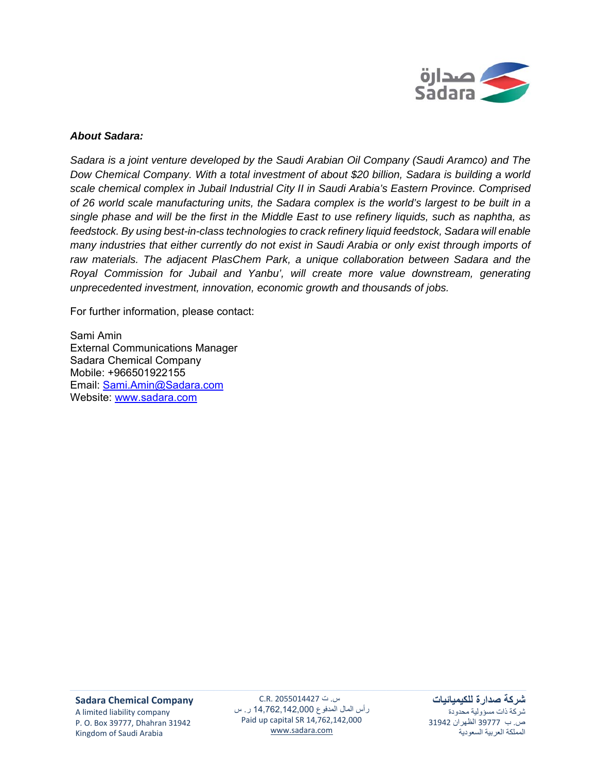***About Sadara:***

*Sadara is a joint venture developed by the Saudi Arabian Oil Company (Saudi Aramco) and The Dow Chemical Company. With a total investment of about $20 billion, Sadara is building a world scale chemical complex in Jubail Industrial City II in Saudi Arabia's Eastern Province. Comprised of 26 world scale manufacturing units, the Sadara complex is the world's largest to be built in a single phase and will be the first in the Middle East to use refinery liquids, such as naphtha, as feedstock. By using best-in-class technologies to crack refinery liquid feedstock, Sadara will enable many industries that either currently do not exist in Saudi Arabia or only exist through imports of raw materials. The adjacent PlasChem Park, a unique collaboration between Sadara and the Royal Commission for Jubail and Yanbu', will create more value downstream, generating unprecedented investment, innovation, economic growth and thousands of jobs.*

For further information, please contact:

Sami Amin
External Communications Manager
Sadara Chemical Company
Mobile: +966501922155
Email: Sami.Amin@Sadara.com
Website: www.sadara.com

**Sadara Chemical Company**
A limited liability company
P. O. Box 39777, Dhahran 31942
Kingdom of Saudi Arabia

س. ت C.R. 2055014427
رأس المال المدفوع 14,762,142,000 ر. س
Paid up capital SR 14,762,142,000
www.sadara.com

**شركة صدارة للكيميائيات**
شركة ذات مسؤولية محدودة
ص. ب 39777 الظهران 31942
المملكة العربية السعودية